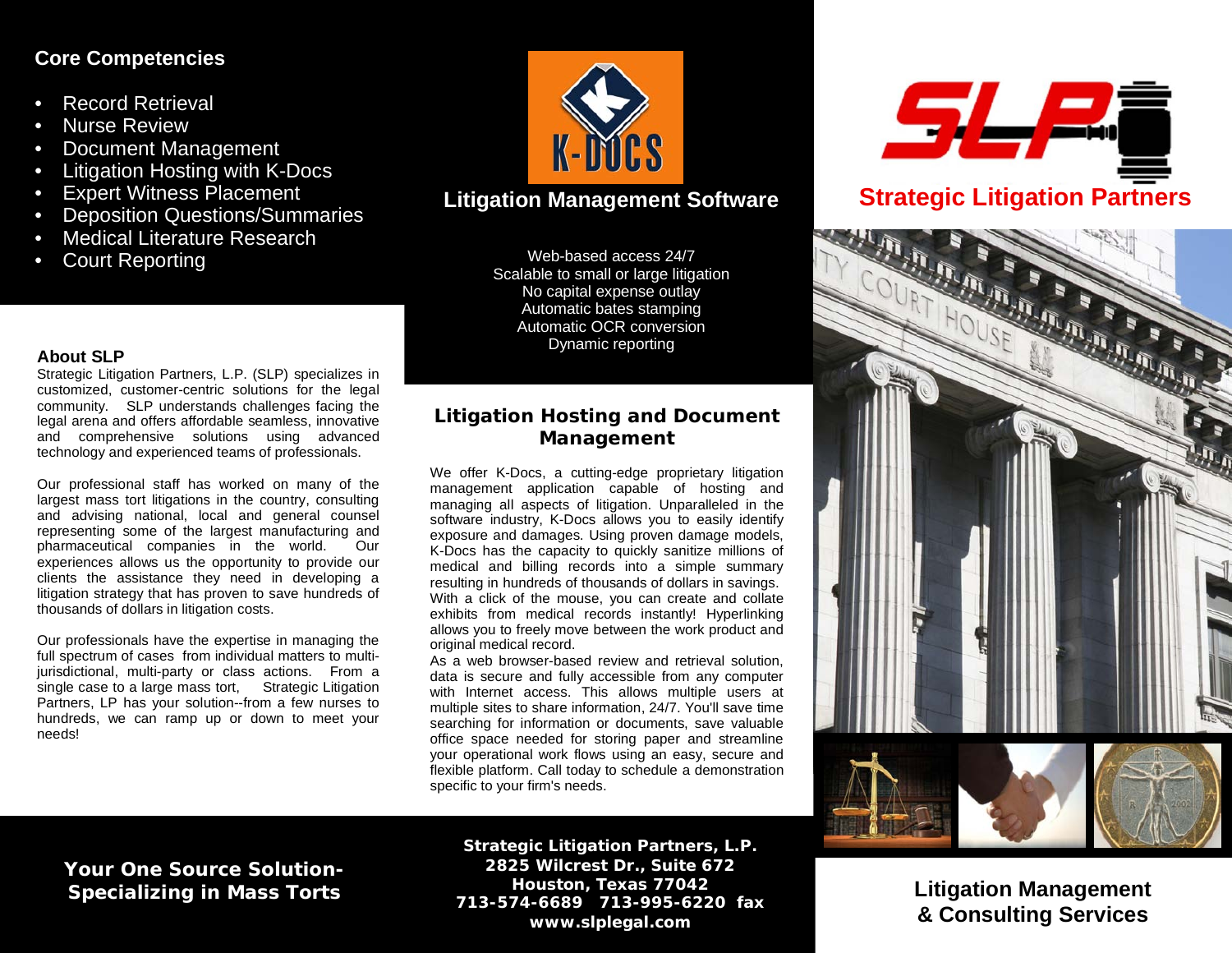## Core Competencies

- Record Retrieval
- Nurse Review
- Document Management
- Litigation Hosting with K-Docs
- Expert Witness Placement
- Deposition Questions/Summaries
- Medical Literature Research
- Court Reporting

### About SLP

Strategic Litigation Partners, L.P. (SLP) specializes in customized, customer-centric solutions for the legal community. SLP understands challenges facing the legal arena and offers affordable seamless, innovative and comprehensive solutions using advanced technology and experienced teams of professionals.

Our professional staff has worked on many of the largest mass tort litigations in the country, consulting and advising national, local and general counsel representing some of the largest manufacturing and pharmaceutical companies in the world. Our experiences allows us the opportunity to provide our clients the assistance they need in developing a litigation strategy that has proven to save hundreds of thousands of dollars in litigation costs.

Our professionals have the expertise in managing the full spectrum of cases from individual matters to multi-jurisdictional, multi-party or class actions. From a single case to a large mass tort, Strategic Litigation Partners, LP has your solution--from a few nurses to hundreds, we can ramp up or down to meet your needs!

**Your One Source Solution-Specializing in Mass Torts**

K-DOCS

## Litigation Management Software

Web-based access 24/7
Scalable to small or large litigation
No capital expense outlay
Automatic bates stamping
Automatic OCR conversion
Dynamic reporting

### Litigation Hosting and Document Management

We offer K-Docs, a cutting-edge proprietary litigation management application capable of hosting and managing all aspects of litigation. Unparalleled in the software industry, K-Docs allows you to easily identify exposure and damages. Using proven damage models, K-Docs has the capacity to quickly sanitize millions of medical and billing records into a simple summary resulting in hundreds of thousands of dollars in savings. With a click of the mouse, you can create and collate exhibits from medical records instantly! Hyperlinking allows you to freely move between the work product and original medical record.
As a web browser-based review and retrieval solution, data is secure and fully accessible from any computer with Internet access. This allows multiple users at multiple sites to share information, 24/7. You'll save time searching for information or documents, save valuable office space needed for storing paper and streamline your operational work flows using an easy, secure and flexible platform. Call today to schedule a demonstration specific to your firm's needs.

**Strategic Litigation Partners, L.P.**
**2825 Wilcrest Dr., Suite 672**
**Houston, Texas 77042**
**713-574-6689 713-995-6220 fax**
**www.slplegal.com**

SLP

## Strategic Litigation Partners

**Litigation Management & Consulting Services**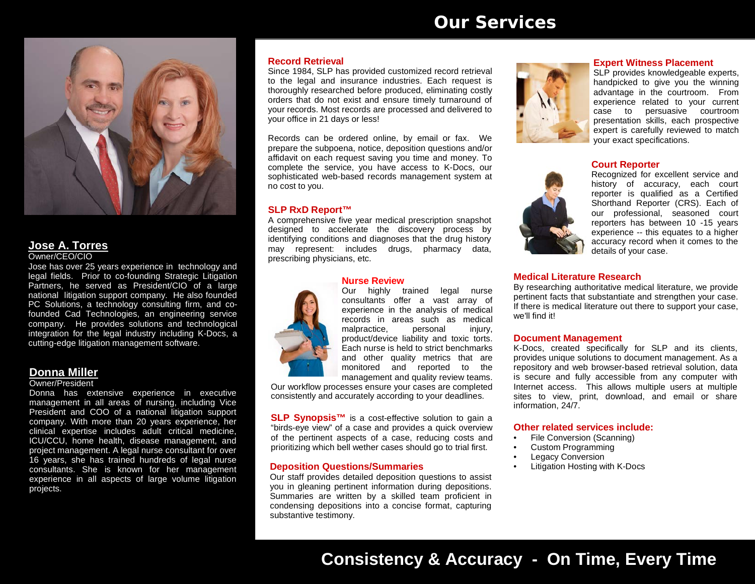# Our Services

## Jose A. Torres

Owner/CEO/CIO

Jose has over 25 years experience in technology and legal fields. Prior to co-founding Strategic Litigation Partners, he served as President/CIO of a large national litigation support company. He also founded PC Solutions, a technology consulting firm, and co-founded Cad Technologies, an engineering service company. He provides solutions and technological integration for the legal industry including K-Docs, a cutting-edge litigation management software.

## Donna Miller

Owner/President

Donna has extensive experience in executive management in all areas of nursing, including Vice President and COO of a national litigation support company. With more than 20 years experience, her clinical expertise includes adult critical medicine, ICU/CCU, home health, disease management, and project management. A legal nurse consultant for over 16 years, she has trained hundreds of legal nurse consultants. She is known for her management experience in all aspects of large volume litigation projects.

### Record Retrieval

Since 1984, SLP has provided customized record retrieval to the legal and insurance industries. Each request is thoroughly researched before produced, eliminating costly orders that do not exist and ensure timely turnaround of your records. Most records are processed and delivered to your office in 21 days or less!

Records can be ordered online, by email or fax. We prepare the subpoena, notice, deposition questions and/or affidavit on each request saving you time and money. To complete the service, you have access to K-Docs, our sophisticated web-based records management system at no cost to you.

### SLP RxD Report™

A comprehensive five year medical prescription snapshot designed to accelerate the discovery process by identifying conditions and diagnoses that the drug history may represent: includes drugs, pharmacy data, prescribing physicians, etc.

### Nurse Review

Our highly trained legal nurse consultants offer a vast array of experience in the analysis of medical records in areas such as medical malpractice, personal injury, product/device liability and toxic torts. Each nurse is held to strict benchmarks and other quality metrics that are monitored and reported to the management and quality review teams. Our workflow processes ensure your cases are completed consistently and accurately according to your deadlines.

**SLP Synopsis™** is a cost-effective solution to gain a "birds-eye view" of a case and provides a quick overview of the pertinent aspects of a case, reducing costs and prioritizing which bell wether cases should go to trial first.

### Deposition Questions/Summaries

Our staff provides detailed deposition questions to assist you in gleaning pertinent information during depositions. Summaries are written by a skilled team proficient in condensing depositions into a concise format, capturing substantive testimony.

### Expert Witness Placement

SLP provides knowledgeable experts, handpicked to give you the winning advantage in the courtroom. From experience related to your current case to persuasive courtroom presentation skills, each prospective expert is carefully reviewed to match your exact specifications.

### Court Reporter

Recognized for excellent service and history of accuracy, each court reporter is qualified as a Certified Shorthand Reporter (CRS). Each of our professional, seasoned court reporters has between 10 -15 years experience -- this equates to a higher accuracy record when it comes to the details of your case.

### Medical Literature Research

By researching authoritative medical literature, we provide pertinent facts that substantiate and strengthen your case. If there is medical literature out there to support your case, we'll find it!

### Document Management

K-Docs, created specifically for SLP and its clients, provides unique solutions to document management. As a repository and web browser-based retrieval solution, data is secure and fully accessible from any computer with Internet access. This allows multiple users at multiple sites to view, print, download, and email or share information, 24/7.

### Other related services include:

- File Conversion (Scanning)
- Custom Programming
- Legacy Conversion
- Litigation Hosting with K-Docs

## Consistency & Accuracy - On Time, Every Time